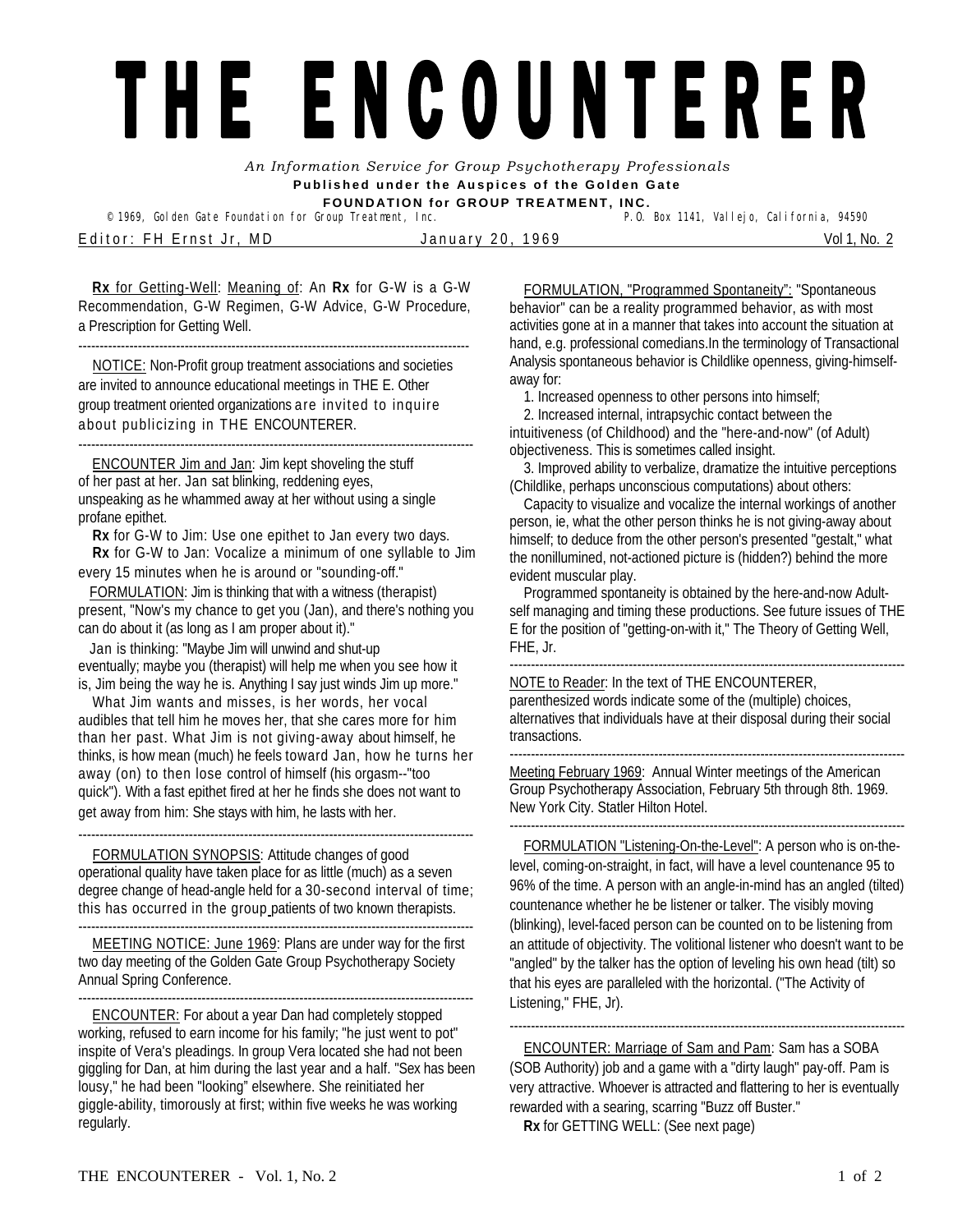# THE ENCOUNTERER

*An Information Service for Group Psychotherapy Professionals*

**Published under the Auspices of the Golden Gate**

**FOUNDATION for GROUP TREATMENT, INC.**

© 1969, Golden Gate Foundation for Group Treatment, Inc. P.O. Box 1141, Vallejo, California, 94590

Editor: FH Ernst Jr, MD — January 20, 1969 — Vol 1, No. 2

---

**Rx** for Getting-Well: Meaning of: An **Rx** for G-W is a G-W Recommendation, G-W Regimen, G-W Advice, G-W Procedure, a Prescription for Getting Well.

---

NOTICE: Non-Profit group treatment associations and societies are invited to announce educational meetings in THE E. Other group treatment oriented organizations are invited to inquire about publicizing in THE ENCOUNTERER.

---

ENCOUNTER Jim and Jan: Jim kept shoveling the stuff of her past at her. Jan sat blinking, reddening eyes, unspeaking as he whammed away at her without using a single profane epithet.

**Rx** for G-W to Jim: Use one epithet to Jan every two days.

**Rx** for G-W to Jan: Vocalize a minimum of one syllable to Jim every 15 minutes when he is around or "sounding-off."

FORMULATION: Jim is thinking that with a witness (therapist) present, "Now's my chance to get you (Jan), and there's nothing you can do about it (as long as I am proper about it)."

Jan is thinking: "Maybe Jim will unwind and shut-up eventually; maybe you (therapist) will help me when you see how it is, Jim being the way he is. Anything I say just winds Jim up more."

What Jim wants and misses, is her words, her vocal audibles that tell him he moves her, that she cares more for him than her past. What Jim is not giving-away about himself, he thinks, is how mean (much) he feels toward Jan, how he turns her away (on) to then lose control of himself (his orgasm--"too quick"). With a fast epithet fired at her he finds she does not want to get away from him: She stays with him, he lasts with her.

---

FORMULATION SYNOPSIS: Attitude changes of good operational quality have taken place for as little (much) as a seven degree change of head-angle held for a 30-second interval of time; this has occurred in the group patients of two known therapists.

---

MEETING NOTICE: June 1969: Plans are under way for the first two day meeting of the Golden Gate Group Psychotherapy Society Annual Spring Conference.

---

ENCOUNTER: For about a year Dan had completely stopped working, refused to earn income for his family; "he just went to pot" inspite of Vera's pleadings. In group Vera located she had not been giggling for Dan, at him during the last year and a half. "Sex has been lousy," he had been "looking" elsewhere. She reinitiated her giggle-ability, timorously at first; within five weeks he was working regularly.

---

FORMULATION, "Programmed Spontaneity": "Spontaneous behavior" can be a reality programmed behavior, as with most activities gone at in a manner that takes into account the situation at hand, e.g. professional comedians.In the terminology of Transactional Analysis spontaneous behavior is Childlike openness, giving-himself-away for:

1. Increased openness to other persons into himself;
2. Increased internal, intrapsychic contact between the intuitiveness (of Childhood) and the "here-and-now" (of Adult) objectiveness. This is sometimes called insight.
3. Improved ability to verbalize, dramatize the intuitive perceptions (Childlike, perhaps unconscious computations) about others:

Capacity to visualize and vocalize the internal workings of another person, ie, what the other person thinks he is not giving-away about himself; to deduce from the other person's presented "gestalt," what the nonillumined, not-actioned picture is (hidden?) behind the more evident muscular play.

Programmed spontaneity is obtained by the here-and-now Adult-self managing and timing these productions. See future issues of THE E for the position of "getting-on-with it," The Theory of Getting Well, FHE, Jr.

---

NOTE to Reader: In the text of THE ENCOUNTERER, parenthesized words indicate some of the (multiple) choices, alternatives that individuals have at their disposal during their social transactions.

---

Meeting February 1969: Annual Winter meetings of the American Group Psychotherapy Association, February 5th through 8th. 1969. New York City. Statler Hilton Hotel.

---

FORMULATION "Listening-On-the-Level": A person who is on-the-level, coming-on-straight, in fact, will have a level countenance 95 to 96% of the time. A person with an angle-in-mind has an angled (tilted) countenance whether he be listener or talker. The visibly moving (blinking), level-faced person can be counted on to be listening from an attitude of objectivity. The volitional listener who doesn't want to be "angled" by the talker has the option of leveling his own head (tilt) so that his eyes are paralleled with the horizontal. ("The Activity of Listening," FHE, Jr).

---

ENCOUNTER: Marriage of Sam and Pam: Sam has a SOBA (SOB Authority) job and a game with a "dirty laugh" pay-off. Pam is very attractive. Whoever is attracted and flattering to her is eventually rewarded with a searing, scarring "Buzz off Buster."

**Rx** for GETTING WELL: (See next page)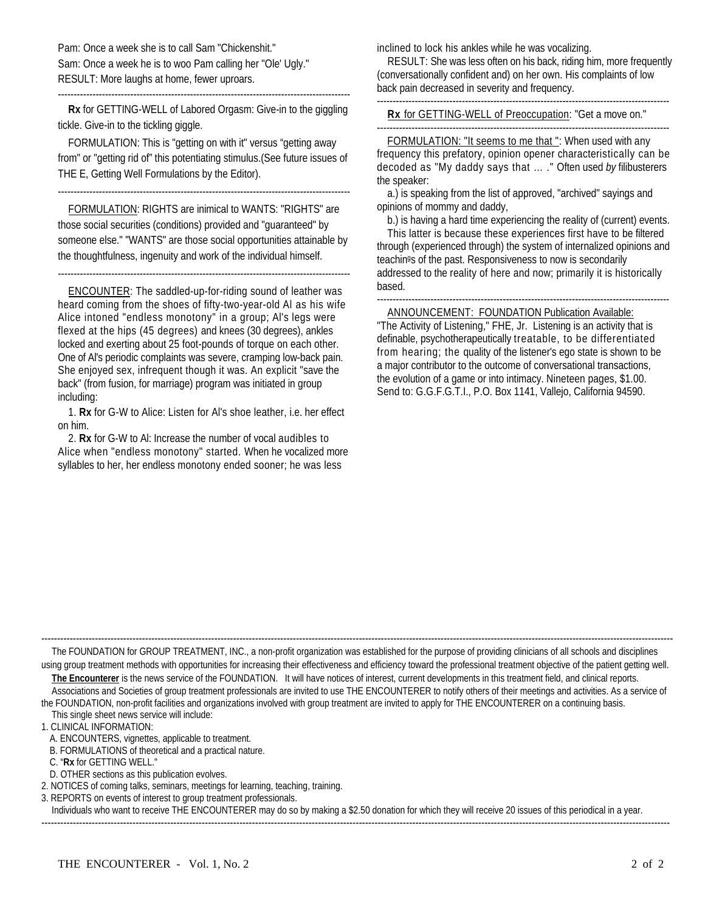Pam: Once a week she is to call Sam "Chickenshit."
Sam: Once a week he is to woo Pam calling her "Ole' Ugly."
RESULT: More laughs at home, fewer uproars.

---

**Rx** for GETTING-WELL of Labored Orgasm: Give-in to the giggling tickle. Give-in to the tickling giggle.

FORMULATION: This is "getting on with it" versus "getting away from" or "getting rid of" this potentiating stimulus.(See future issues of THE E, Getting Well Formulations by the Editor).

---

FORMULATION: RIGHTS are inimical to WANTS: "RIGHTS" are those social securities (conditions) provided and "guaranteed" by someone else." "WANTS" are those social opportunities attainable by the thoughtfulness, ingenuity and work of the individual himself.

---

ENCOUNTER: The saddled-up-for-riding sound of leather was heard coming from the shoes of fifty-two-year-old Al as his wife Alice intoned "endless monotony" in a group; Al's legs were flexed at the hips (45 degrees) and knees (30 degrees), ankles locked and exerting about 25 foot-pounds of torque on each other. One of Al's periodic complaints was severe, cramping low-back pain. She enjoyed sex, infrequent though it was. An explicit "save the back" (from fusion, for marriage) program was initiated in group including:

1. **Rx** for G-W to Alice: Listen for Al's shoe leather, i.e. her effect on him.

2. **Rx** for G-W to Al: Increase the number of vocal audibles to Alice when "endless monotony" started. When he vocalized more syllables to her, her endless monotony ended sooner; he was less inclined to lock his ankles while he was vocalizing.

RESULT: She was less often on his back, riding him, more frequently (conversationally confident and) on her own. His complaints of low back pain decreased in severity and frequency.

---

**Rx** for GETTING-WELL of Preoccupation: "Get a move on."

---

FORMULATION: "It seems to me that ": When used with any frequency this prefatory, opinion opener characteristically can be decoded as "My daddy says that ... ." Often used *by* filibusterers the speaker:

a.) is speaking from the list of approved, "archived" sayings and opinions of mommy and daddy,

b.) is having a hard time experiencing the reality of (current) events.

This latter is because these experiences first have to be filtered through (experienced through) the system of internalized opinions and teachings of the past. Responsiveness to now is secondarily addressed to the reality of here and now; primarily it is historically based.

---

ANNOUNCEMENT: FOUNDATION Publication Available:
"The Activity of Listening," FHE, Jr. Listening is an activity that is definable, psychotherapeutically treatable, to be differentiated from hearing; the quality of the listener's ego state is shown to be a major contributor to the outcome of conversational transactions, the evolution of a game or into intimacy. Nineteen pages, $1.00. Send to: G.G.F.G.T.I., P.O. Box 1141, Vallejo, California 94590.

---

The FOUNDATION for GROUP TREATMENT, INC., a non-profit organization was established for the purpose of providing clinicians of all schools and disciplines using group treatment methods with opportunities for increasing their effectiveness and efficiency toward the professional treatment objective of the patient getting well.

**The Encounterer** is the news service of the FOUNDATION. It will have notices of interest, current developments in this treatment field, and clinical reports.

Associations and Societies of group treatment professionals are invited to use THE ENCOUNTERER to notify others of their meetings and activities. As a service of the FOUNDATION, non-profit facilities and organizations involved with group treatment are invited to apply for THE ENCOUNTERER on a continuing basis.

This single sheet news service will include:

1. CLINICAL INFORMATION:
   - A. ENCOUNTERS, vignettes, applicable to treatment.
   - B. FORMULATIONS of theoretical and a practical nature.
   - C. "**Rx** for GETTING WELL."
   - D. OTHER sections as this publication evolves.
2. NOTICES of coming talks, seminars, meetings for learning, teaching, training.
3. REPORTS on events of interest to group treatment professionals.

Individuals who want to receive THE ENCOUNTERER may do so by making a $2.50 donation for which they will receive 20 issues of this periodical in a year.

---